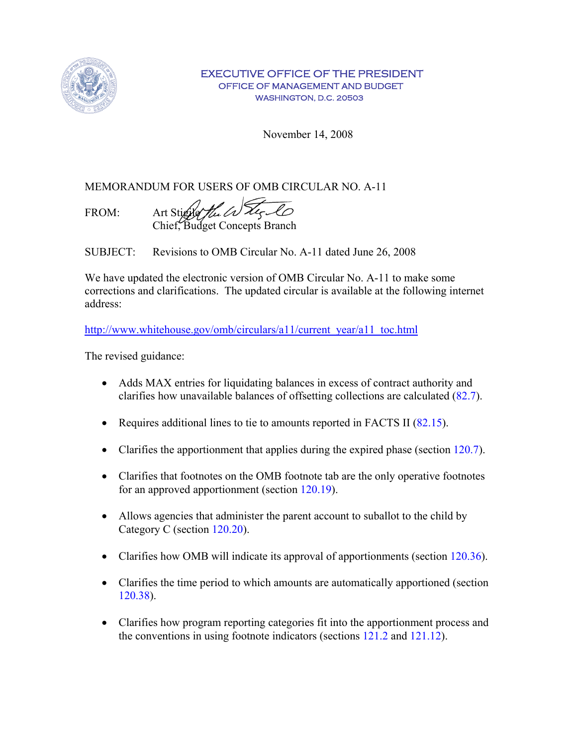EXECUTIVE OFFICE OF THE PRESIDENT
OFFICE OF MANAGEMENT AND BUDGET
WASHINGTON, D.C. 20503

November 14, 2008

MEMORANDUM FOR USERS OF OMB CIRCULAR NO. A-11

FROM: Art Stigile
Chief, Budget Concepts Branch

SUBJECT: Revisions to OMB Circular No. A-11 dated June 26, 2008

We have updated the electronic version of OMB Circular No. A-11 to make some corrections and clarifications. The updated circular is available at the following internet address:

http://www.whitehouse.gov/omb/circulars/a11/current_year/a11_toc.html

The revised guidance:

- Adds MAX entries for liquidating balances in excess of contract authority and clarifies how unavailable balances of offsetting collections are calculated (82.7).
- Requires additional lines to tie to amounts reported in FACTS II (82.15).
- Clarifies the apportionment that applies during the expired phase (section 120.7).
- Clarifies that footnotes on the OMB footnote tab are the only operative footnotes for an approved apportionment (section 120.19).
- Allows agencies that administer the parent account to suballot to the child by Category C (section 120.20).
- Clarifies how OMB will indicate its approval of apportionments (section 120.36).
- Clarifies the time period to which amounts are automatically apportioned (section 120.38).
- Clarifies how program reporting categories fit into the apportionment process and the conventions in using footnote indicators (sections 121.2 and 121.12).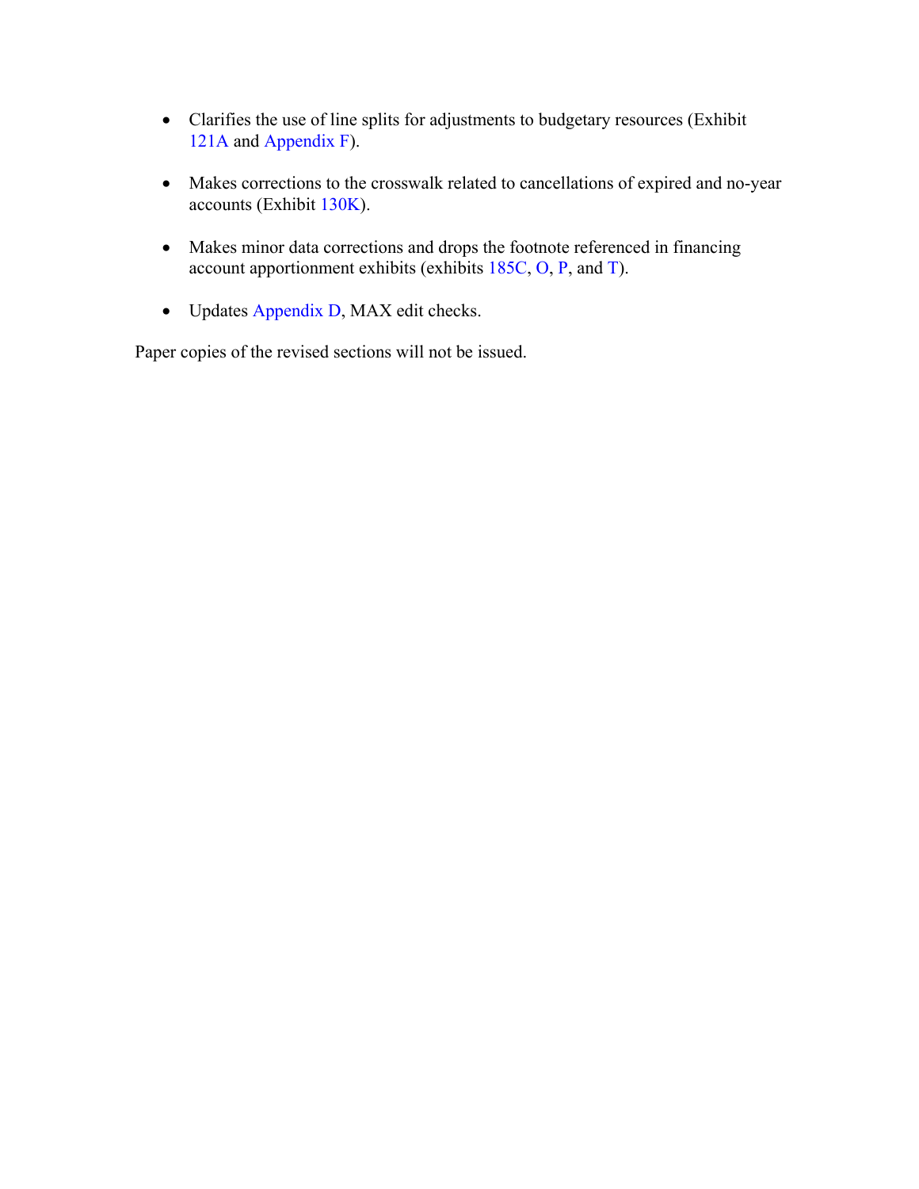- Clarifies the use of line splits for adjustments to budgetary resources (Exhibit 121A and Appendix F).

- Makes corrections to the crosswalk related to cancellations of expired and no-year accounts (Exhibit 130K).

- Makes minor data corrections and drops the footnote referenced in financing account apportionment exhibits (exhibits 185C, O, P, and T).

- Updates Appendix D, MAX edit checks.

Paper copies of the revised sections will not be issued.